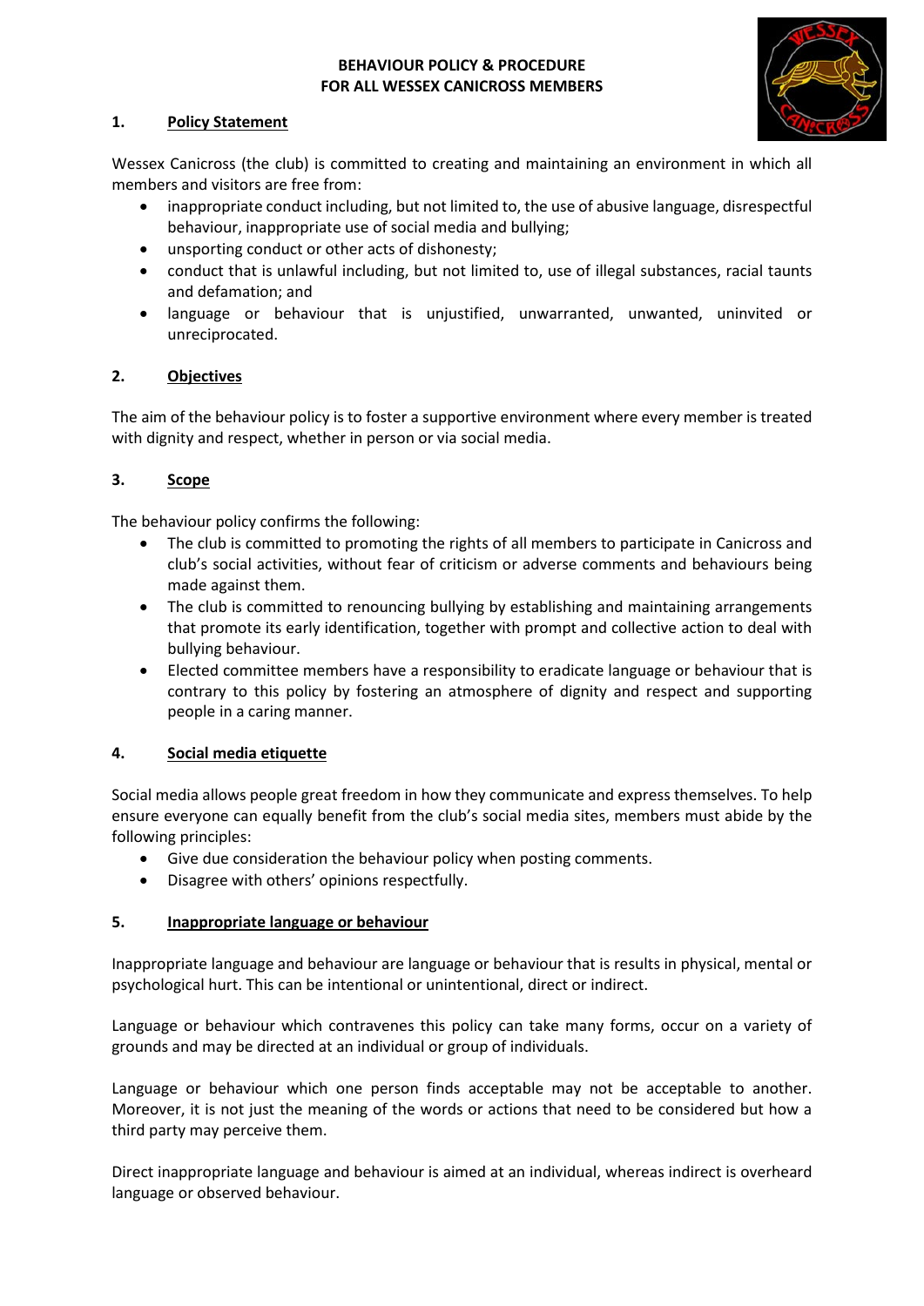# BEHAVIOUR POLICY & PROCEDURE
# FOR ALL WESSEX CANICROSS MEMBERS

## 1. Policy Statement

Wessex Canicross (the club) is committed to creating and maintaining an environment in which all members and visitors are free from:

- inappropriate conduct including, but not limited to, the use of abusive language, disrespectful behaviour, inappropriate use of social media and bullying;
- unsporting conduct or other acts of dishonesty;
- conduct that is unlawful including, but not limited to, use of illegal substances, racial taunts and defamation; and
- language or behaviour that is unjustified, unwarranted, unwanted, uninvited or unreciprocated.

## 2. Objectives

The aim of the behaviour policy is to foster a supportive environment where every member is treated with dignity and respect, whether in person or via social media.

## 3. Scope

The behaviour policy confirms the following:

- The club is committed to promoting the rights of all members to participate in Canicross and club's social activities, without fear of criticism or adverse comments and behaviours being made against them.
- The club is committed to renouncing bullying by establishing and maintaining arrangements that promote its early identification, together with prompt and collective action to deal with bullying behaviour.
- Elected committee members have a responsibility to eradicate language or behaviour that is contrary to this policy by fostering an atmosphere of dignity and respect and supporting people in a caring manner.

## 4. Social media etiquette

Social media allows people great freedom in how they communicate and express themselves. To help ensure everyone can equally benefit from the club's social media sites, members must abide by the following principles:

- Give due consideration the behaviour policy when posting comments.
- Disagree with others' opinions respectfully.

## 5. Inappropriate language or behaviour

Inappropriate language and behaviour are language or behaviour that is results in physical, mental or psychological hurt. This can be intentional or unintentional, direct or indirect.

Language or behaviour which contravenes this policy can take many forms, occur on a variety of grounds and may be directed at an individual or group of individuals.

Language or behaviour which one person finds acceptable may not be acceptable to another. Moreover, it is not just the meaning of the words or actions that need to be considered but how a third party may perceive them.

Direct inappropriate language and behaviour is aimed at an individual, whereas indirect is overheard language or observed behaviour.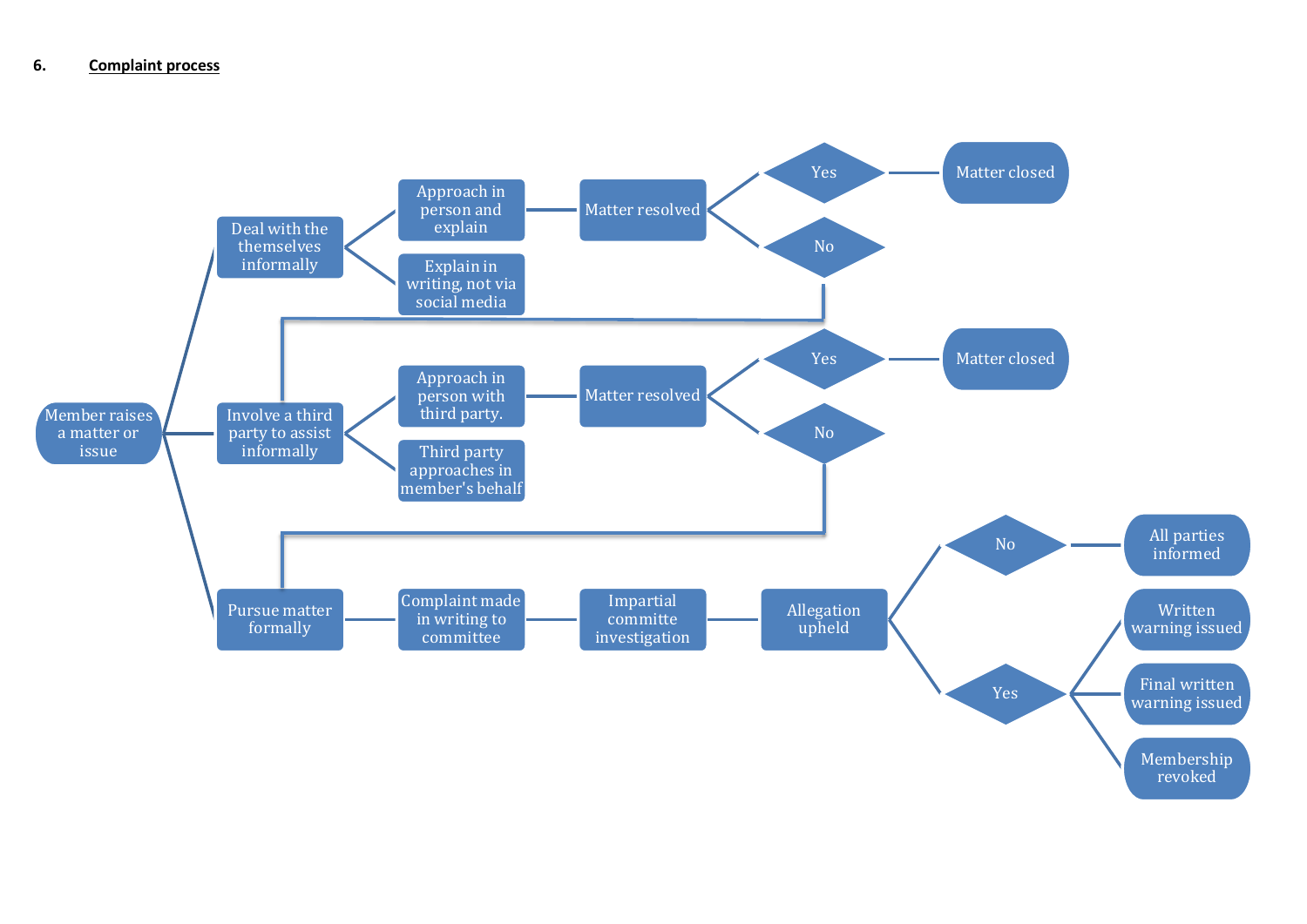## 6. Complaint process

Member raises a matter or issue

Deal with the themselves informally

Approach in person and explain

Explain in writing, not via social media

Matter resolved

Yes

Matter closed

No

Involve a third party to assist informally

Approach in person with third party.

Third party approaches in member's behalf

Matter resolved

Yes

Matter closed

No

Pursue matter formally

Complaint made in writing to committee

Impartial committe investigation

Allegation upheld

No

All parties informed

Yes

Written warning issued

Final written warning issued

Membership revoked